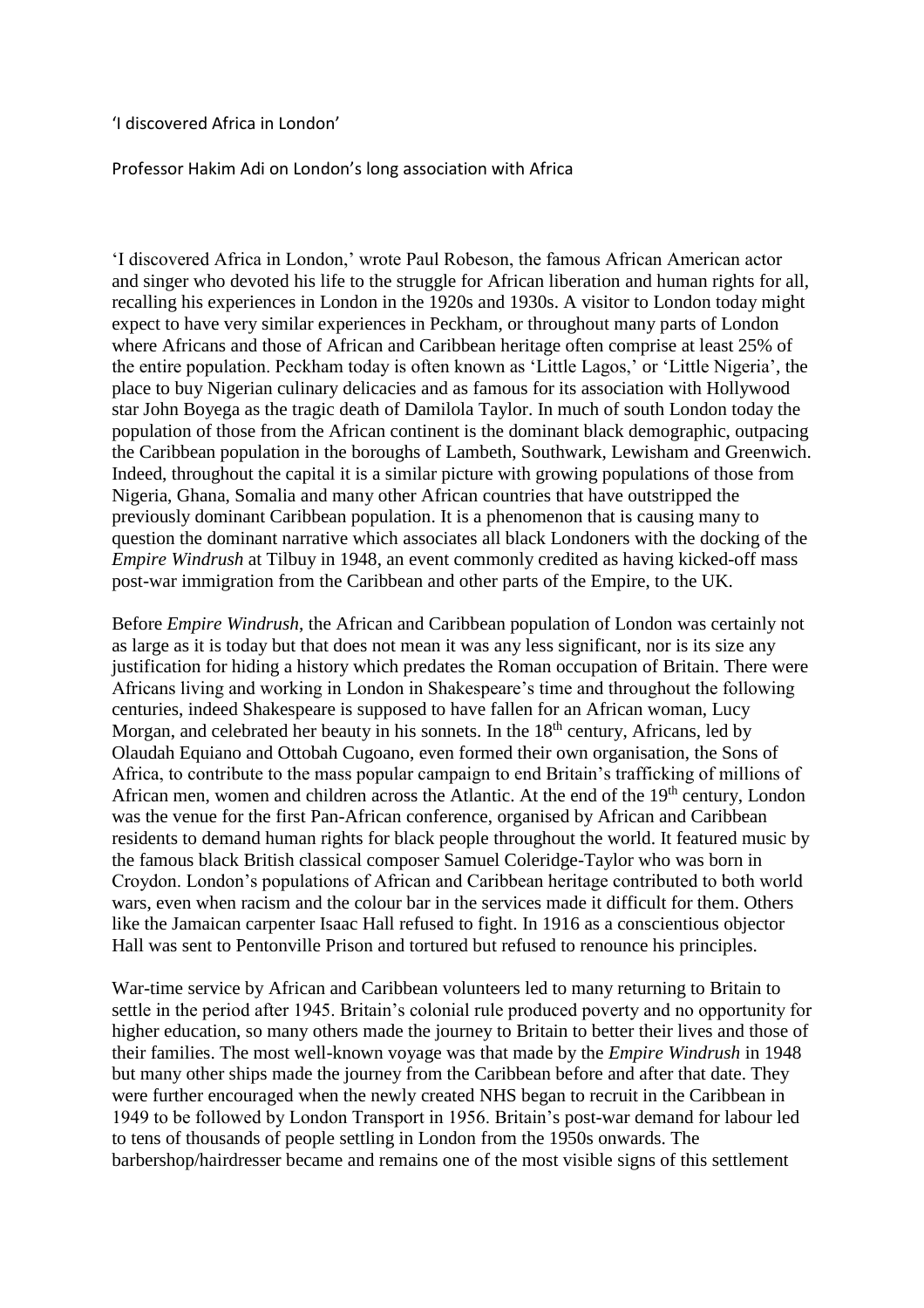'I discovered Africa in London'

Professor Hakim Adi on London's long association with Africa

'I discovered Africa in London,' wrote Paul Robeson, the famous African American actor and singer who devoted his life to the struggle for African liberation and human rights for all, recalling his experiences in London in the 1920s and 1930s. A visitor to London today might expect to have very similar experiences in Peckham, or throughout many parts of London where Africans and those of African and Caribbean heritage often comprise at least 25% of the entire population. Peckham today is often known as 'Little Lagos,' or 'Little Nigeria', the place to buy Nigerian culinary delicacies and as famous for its association with Hollywood star John Boyega as the tragic death of Damilola Taylor. In much of south London today the population of those from the African continent is the dominant black demographic, outpacing the Caribbean population in the boroughs of Lambeth, Southwark, Lewisham and Greenwich. Indeed, throughout the capital it is a similar picture with growing populations of those from Nigeria, Ghana, Somalia and many other African countries that have outstripped the previously dominant Caribbean population. It is a phenomenon that is causing many to question the dominant narrative which associates all black Londoners with the docking of the *Empire Windrush* at Tilbuy in 1948, an event commonly credited as having kicked-off mass post-war immigration from the Caribbean and other parts of the Empire, to the UK.

Before *Empire Windrush*, the African and Caribbean population of London was certainly not as large as it is today but that does not mean it was any less significant, nor is its size any justification for hiding a history which predates the Roman occupation of Britain. There were Africans living and working in London in Shakespeare's time and throughout the following centuries, indeed Shakespeare is supposed to have fallen for an African woman, Lucy Morgan, and celebrated her beauty in his sonnets. In the 18th century, Africans, led by Olaudah Equiano and Ottobah Cugoano, even formed their own organisation, the Sons of Africa, to contribute to the mass popular campaign to end Britain's trafficking of millions of African men, women and children across the Atlantic. At the end of the 19th century, London was the venue for the first Pan-African conference, organised by African and Caribbean residents to demand human rights for black people throughout the world. It featured music by the famous black British classical composer Samuel Coleridge-Taylor who was born in Croydon. London's populations of African and Caribbean heritage contributed to both world wars, even when racism and the colour bar in the services made it difficult for them. Others like the Jamaican carpenter Isaac Hall refused to fight. In 1916 as a conscientious objector Hall was sent to Pentonville Prison and tortured but refused to renounce his principles.

War-time service by African and Caribbean volunteers led to many returning to Britain to settle in the period after 1945. Britain's colonial rule produced poverty and no opportunity for higher education, so many others made the journey to Britain to better their lives and those of their families. The most well-known voyage was that made by the *Empire Windrush* in 1948 but many other ships made the journey from the Caribbean before and after that date. They were further encouraged when the newly created NHS began to recruit in the Caribbean in 1949 to be followed by London Transport in 1956. Britain's post-war demand for labour led to tens of thousands of people settling in London from the 1950s onwards. The barbershop/hairdresser became and remains one of the most visible signs of this settlement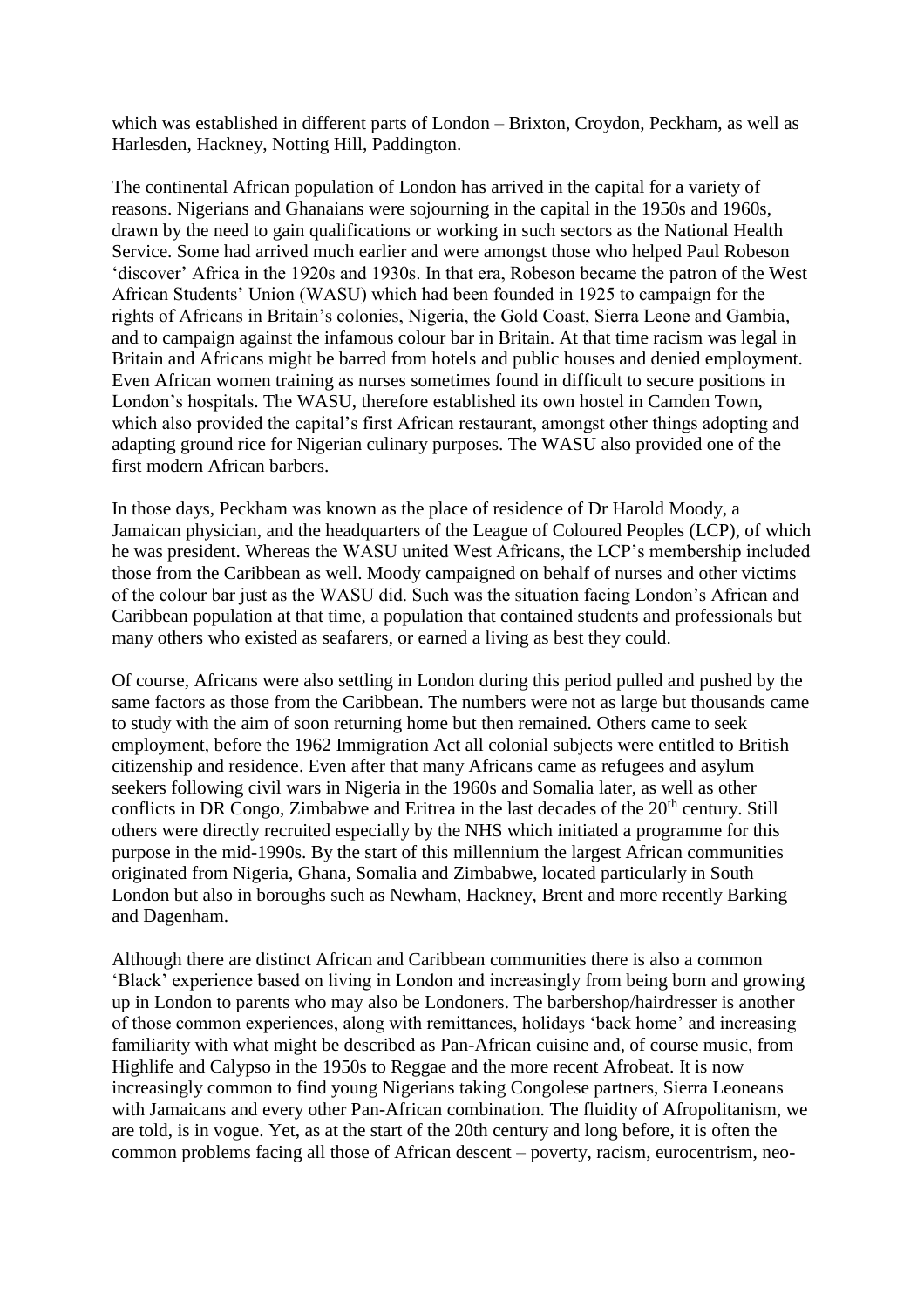which was established in different parts of London – Brixton, Croydon, Peckham, as well as Harlesden, Hackney, Notting Hill, Paddington.

The continental African population of London has arrived in the capital for a variety of reasons. Nigerians and Ghanaians were sojourning in the capital in the 1950s and 1960s, drawn by the need to gain qualifications or working in such sectors as the National Health Service. Some had arrived much earlier and were amongst those who helped Paul Robeson 'discover' Africa in the 1920s and 1930s. In that era, Robeson became the patron of the West African Students' Union (WASU) which had been founded in 1925 to campaign for the rights of Africans in Britain's colonies, Nigeria, the Gold Coast, Sierra Leone and Gambia, and to campaign against the infamous colour bar in Britain. At that time racism was legal in Britain and Africans might be barred from hotels and public houses and denied employment. Even African women training as nurses sometimes found in difficult to secure positions in London's hospitals. The WASU, therefore established its own hostel in Camden Town, which also provided the capital's first African restaurant, amongst other things adopting and adapting ground rice for Nigerian culinary purposes. The WASU also provided one of the first modern African barbers.

In those days, Peckham was known as the place of residence of Dr Harold Moody, a Jamaican physician, and the headquarters of the League of Coloured Peoples (LCP), of which he was president. Whereas the WASU united West Africans, the LCP's membership included those from the Caribbean as well. Moody campaigned on behalf of nurses and other victims of the colour bar just as the WASU did. Such was the situation facing London's African and Caribbean population at that time, a population that contained students and professionals but many others who existed as seafarers, or earned a living as best they could.

Of course, Africans were also settling in London during this period pulled and pushed by the same factors as those from the Caribbean. The numbers were not as large but thousands came to study with the aim of soon returning home but then remained. Others came to seek employment, before the 1962 Immigration Act all colonial subjects were entitled to British citizenship and residence. Even after that many Africans came as refugees and asylum seekers following civil wars in Nigeria in the 1960s and Somalia later, as well as other conflicts in DR Congo, Zimbabwe and Eritrea in the last decades of the 20th century. Still others were directly recruited especially by the NHS which initiated a programme for this purpose in the mid-1990s. By the start of this millennium the largest African communities originated from Nigeria, Ghana, Somalia and Zimbabwe, located particularly in South London but also in boroughs such as Newham, Hackney, Brent and more recently Barking and Dagenham.

Although there are distinct African and Caribbean communities there is also a common 'Black' experience based on living in London and increasingly from being born and growing up in London to parents who may also be Londoners. The barbershop/hairdresser is another of those common experiences, along with remittances, holidays 'back home' and increasing familiarity with what might be described as Pan-African cuisine and, of course music, from Highlife and Calypso in the 1950s to Reggae and the more recent Afrobeat. It is now increasingly common to find young Nigerians taking Congolese partners, Sierra Leoneans with Jamaicans and every other Pan-African combination. The fluidity of Afropolitanism, we are told, is in vogue. Yet, as at the start of the 20th century and long before, it is often the common problems facing all those of African descent – poverty, racism, eurocentrism, neo-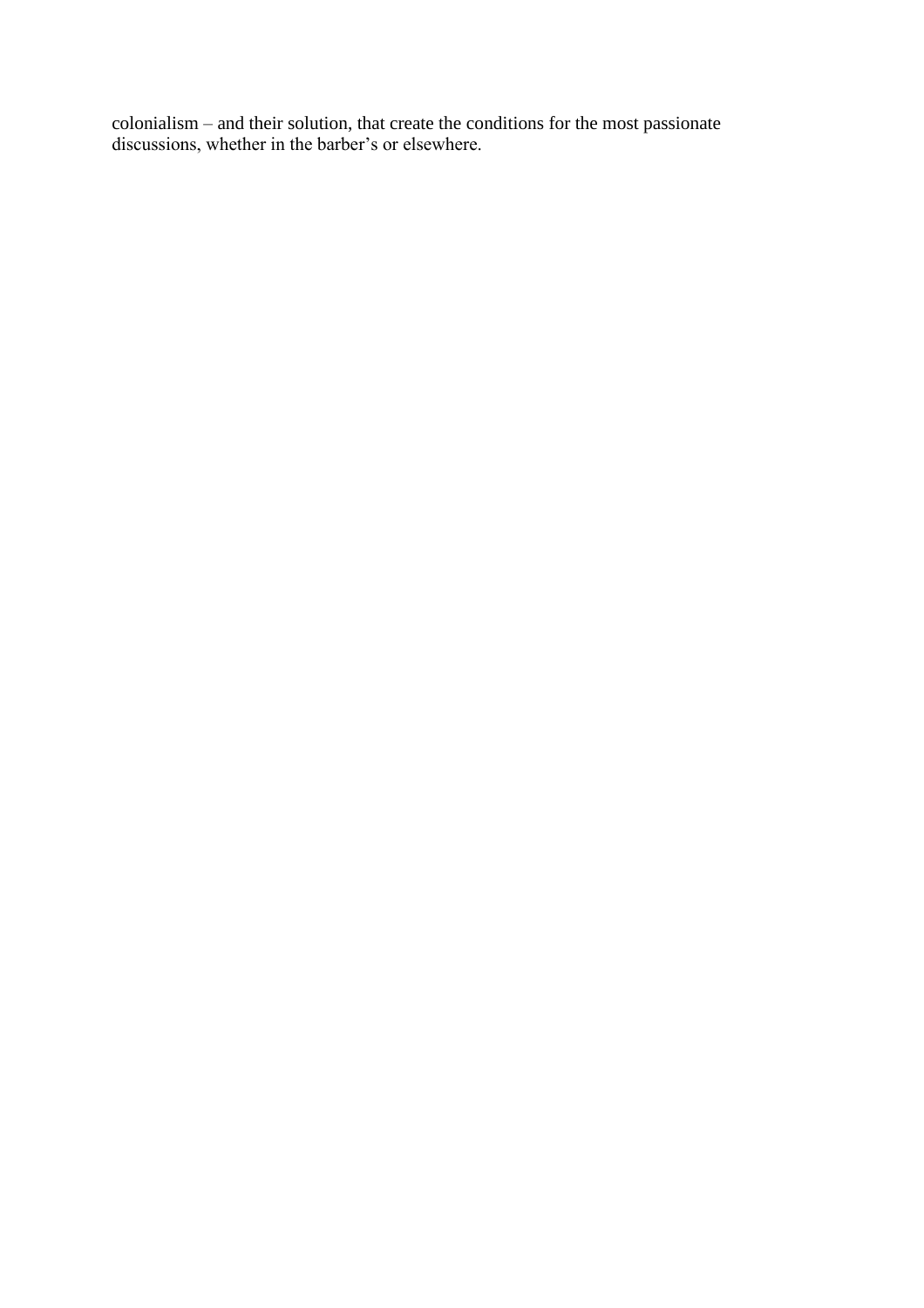colonialism – and their solution, that create the conditions for the most passionate discussions, whether in the barber's or elsewhere.